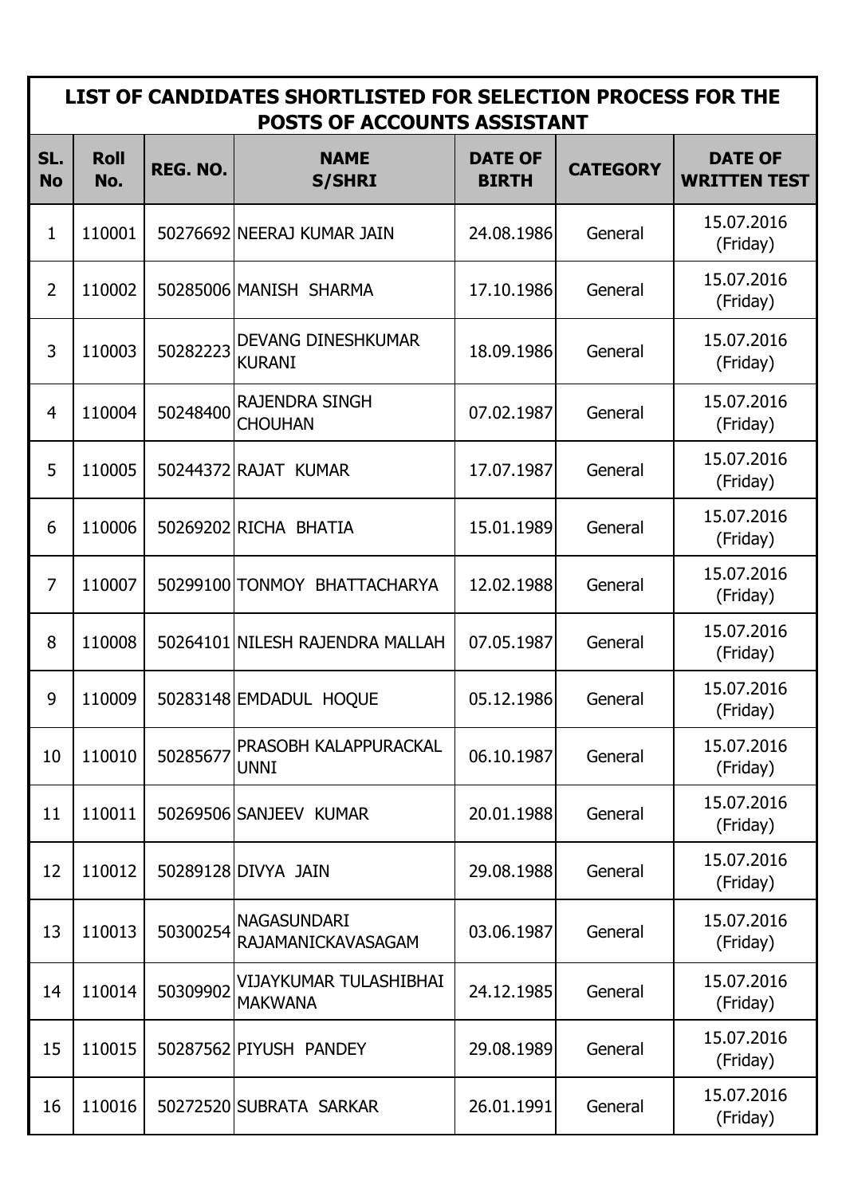# LIST OF CANDIDATES SHORTLISTED FOR SELECTION PROCESS FOR THE POSTS OF ACCOUNTS ASSISTANT

| SL. No | Roll No. | REG. NO. | NAME S/SHRI | DATE OF BIRTH | CATEGORY | DATE OF WRITTEN TEST |
|---|---|---|---|---|---|---|
| 1 | 110001 | 50276692 | NEERAJ KUMAR JAIN | 24.08.1986 | General | 15.07.2016 (Friday) |
| 2 | 110002 | 50285006 | MANISH SHARMA | 17.10.1986 | General | 15.07.2016 (Friday) |
| 3 | 110003 | 50282223 | DEVANG DINESHKUMAR KURANI | 18.09.1986 | General | 15.07.2016 (Friday) |
| 4 | 110004 | 50248400 | RAJENDRA SINGH CHOUHAN | 07.02.1987 | General | 15.07.2016 (Friday) |
| 5 | 110005 | 50244372 | RAJAT KUMAR | 17.07.1987 | General | 15.07.2016 (Friday) |
| 6 | 110006 | 50269202 | RICHA BHATIA | 15.01.1989 | General | 15.07.2016 (Friday) |
| 7 | 110007 | 50299100 | TONMOY BHATTACHARYA | 12.02.1988 | General | 15.07.2016 (Friday) |
| 8 | 110008 | 50264101 | NILESH RAJENDRA MALLAH | 07.05.1987 | General | 15.07.2016 (Friday) |
| 9 | 110009 | 50283148 | EMDADUL HOQUE | 05.12.1986 | General | 15.07.2016 (Friday) |
| 10 | 110010 | 50285677 | PRASOBH KALAPPURACKAL UNNI | 06.10.1987 | General | 15.07.2016 (Friday) |
| 11 | 110011 | 50269506 | SANJEEV KUMAR | 20.01.1988 | General | 15.07.2016 (Friday) |
| 12 | 110012 | 50289128 | DIVYA JAIN | 29.08.1988 | General | 15.07.2016 (Friday) |
| 13 | 110013 | 50300254 | NAGASUNDARI RAJAMANICKAVASAGAM | 03.06.1987 | General | 15.07.2016 (Friday) |
| 14 | 110014 | 50309902 | VIJAYKUMAR TULASHIBHAI MAKWANA | 24.12.1985 | General | 15.07.2016 (Friday) |
| 15 | 110015 | 50287562 | PIYUSH PANDEY | 29.08.1989 | General | 15.07.2016 (Friday) |
| 16 | 110016 | 50272520 | SUBRATA SARKAR | 26.01.1991 | General | 15.07.2016 (Friday) |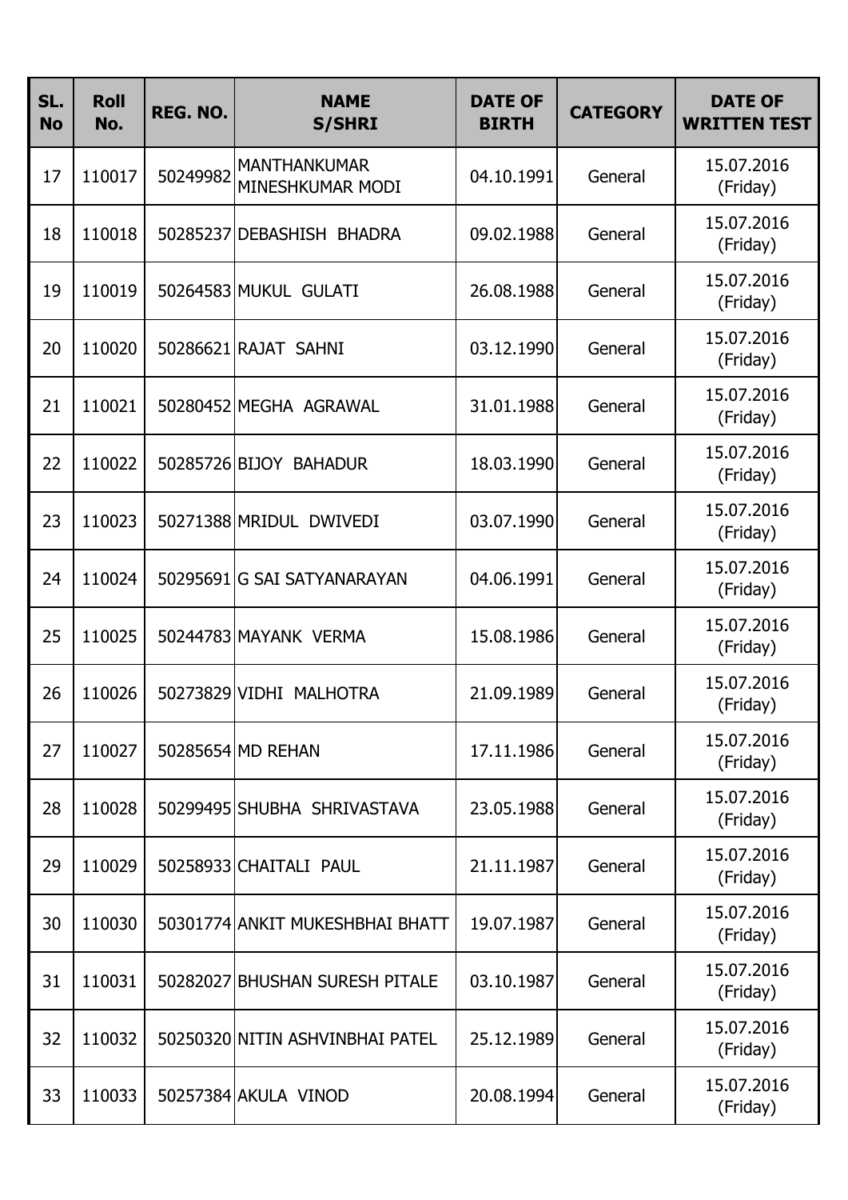| SL. No | Roll No. | REG. NO. | NAME S/SHRI | DATE OF BIRTH | CATEGORY | DATE OF WRITTEN TEST |
|---|---|---|---|---|---|---|
| 17 | 110017 | 50249982 | MANTHANKUMAR MINESHKUMAR MODI | 04.10.1991 | General | 15.07.2016 (Friday) |
| 18 | 110018 | 50285237 | DEBASHISH BHADRA | 09.02.1988 | General | 15.07.2016 (Friday) |
| 19 | 110019 | 50264583 | MUKUL GULATI | 26.08.1988 | General | 15.07.2016 (Friday) |
| 20 | 110020 | 50286621 | RAJAT SAHNI | 03.12.1990 | General | 15.07.2016 (Friday) |
| 21 | 110021 | 50280452 | MEGHA AGRAWAL | 31.01.1988 | General | 15.07.2016 (Friday) |
| 22 | 110022 | 50285726 | BIJOY BAHADUR | 18.03.1990 | General | 15.07.2016 (Friday) |
| 23 | 110023 | 50271388 | MRIDUL DWIVEDI | 03.07.1990 | General | 15.07.2016 (Friday) |
| 24 | 110024 | 50295691 | G SAI SATYANARAYAN | 04.06.1991 | General | 15.07.2016 (Friday) |
| 25 | 110025 | 50244783 | MAYANK VERMA | 15.08.1986 | General | 15.07.2016 (Friday) |
| 26 | 110026 | 50273829 | VIDHI MALHOTRA | 21.09.1989 | General | 15.07.2016 (Friday) |
| 27 | 110027 | 50285654 | MD REHAN | 17.11.1986 | General | 15.07.2016 (Friday) |
| 28 | 110028 | 50299495 | SHUBHA SHRIVASTAVA | 23.05.1988 | General | 15.07.2016 (Friday) |
| 29 | 110029 | 50258933 | CHAITALI PAUL | 21.11.1987 | General | 15.07.2016 (Friday) |
| 30 | 110030 | 50301774 | ANKIT MUKESHBHAI BHATT | 19.07.1987 | General | 15.07.2016 (Friday) |
| 31 | 110031 | 50282027 | BHUSHAN SURESH PITALE | 03.10.1987 | General | 15.07.2016 (Friday) |
| 32 | 110032 | 50250320 | NITIN ASHVINBHAI PATEL | 25.12.1989 | General | 15.07.2016 (Friday) |
| 33 | 110033 | 50257384 | AKULA VINOD | 20.08.1994 | General | 15.07.2016 (Friday) |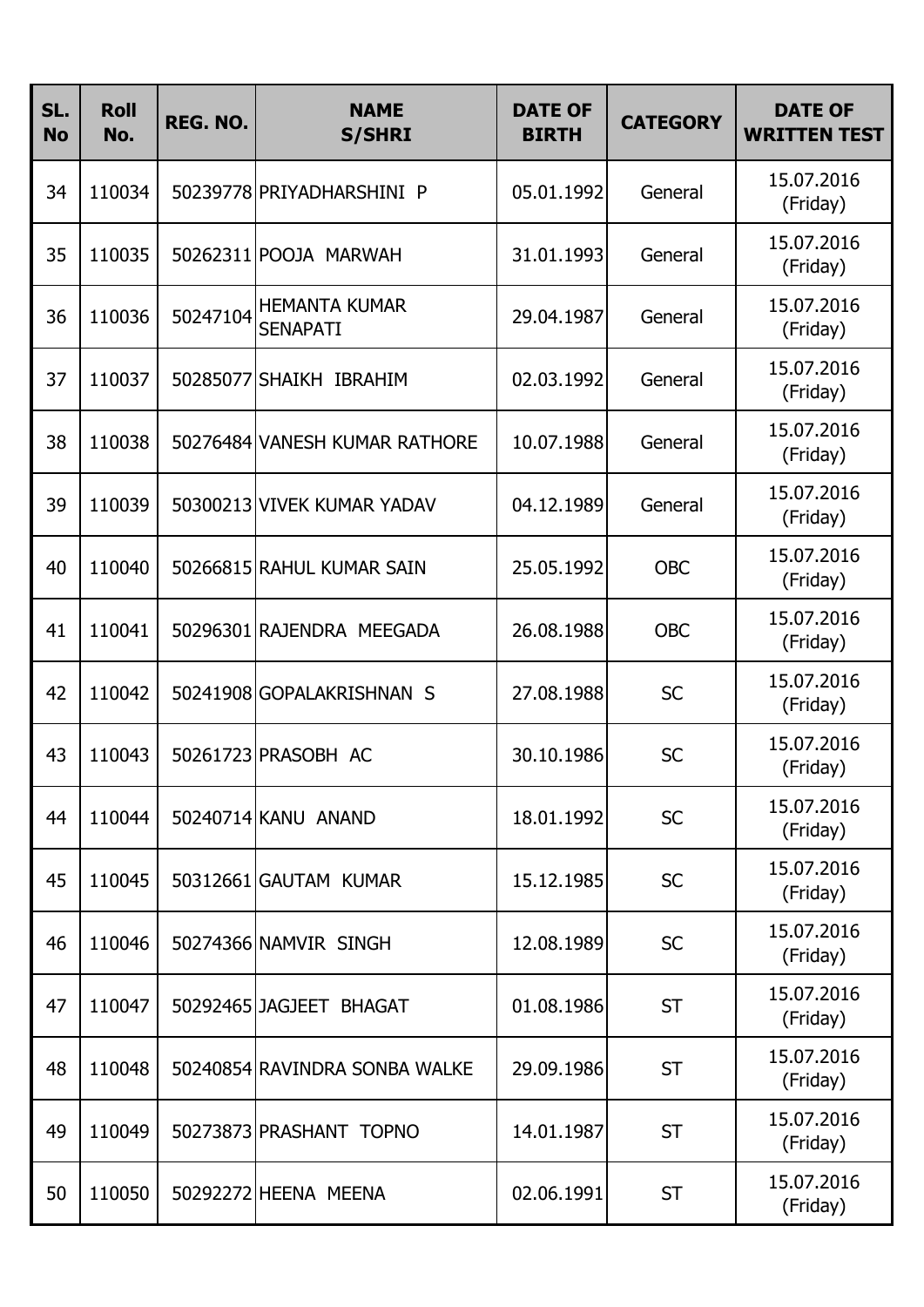| SL. No | Roll No. | REG. NO. | NAME S/SHRI | DATE OF BIRTH | CATEGORY | DATE OF WRITTEN TEST |
|---|---|---|---|---|---|---|
| 34 | 110034 | 50239778 | PRIYADHARSHINI P | 05.01.1992 | General | 15.07.2016 (Friday) |
| 35 | 110035 | 50262311 | POOJA MARWAH | 31.01.1993 | General | 15.07.2016 (Friday) |
| 36 | 110036 | 50247104 | HEMANTA KUMAR SENAPATI | 29.04.1987 | General | 15.07.2016 (Friday) |
| 37 | 110037 | 50285077 | SHAIKH IBRAHIM | 02.03.1992 | General | 15.07.2016 (Friday) |
| 38 | 110038 | 50276484 | VANESH KUMAR RATHORE | 10.07.1988 | General | 15.07.2016 (Friday) |
| 39 | 110039 | 50300213 | VIVEK KUMAR YADAV | 04.12.1989 | General | 15.07.2016 (Friday) |
| 40 | 110040 | 50266815 | RAHUL KUMAR SAIN | 25.05.1992 | OBC | 15.07.2016 (Friday) |
| 41 | 110041 | 50296301 | RAJENDRA MEEGADA | 26.08.1988 | OBC | 15.07.2016 (Friday) |
| 42 | 110042 | 50241908 | GOPALAKRISHNAN S | 27.08.1988 | SC | 15.07.2016 (Friday) |
| 43 | 110043 | 50261723 | PRASOBH AC | 30.10.1986 | SC | 15.07.2016 (Friday) |
| 44 | 110044 | 50240714 | KANU ANAND | 18.01.1992 | SC | 15.07.2016 (Friday) |
| 45 | 110045 | 50312661 | GAUTAM KUMAR | 15.12.1985 | SC | 15.07.2016 (Friday) |
| 46 | 110046 | 50274366 | NAMVIR SINGH | 12.08.1989 | SC | 15.07.2016 (Friday) |
| 47 | 110047 | 50292465 | JAGJEET BHAGAT | 01.08.1986 | ST | 15.07.2016 (Friday) |
| 48 | 110048 | 50240854 | RAVINDRA SONBA WALKE | 29.09.1986 | ST | 15.07.2016 (Friday) |
| 49 | 110049 | 50273873 | PRASHANT TOPNO | 14.01.1987 | ST | 15.07.2016 (Friday) |
| 50 | 110050 | 50292272 | HEENA MEENA | 02.06.1991 | ST | 15.07.2016 (Friday) |